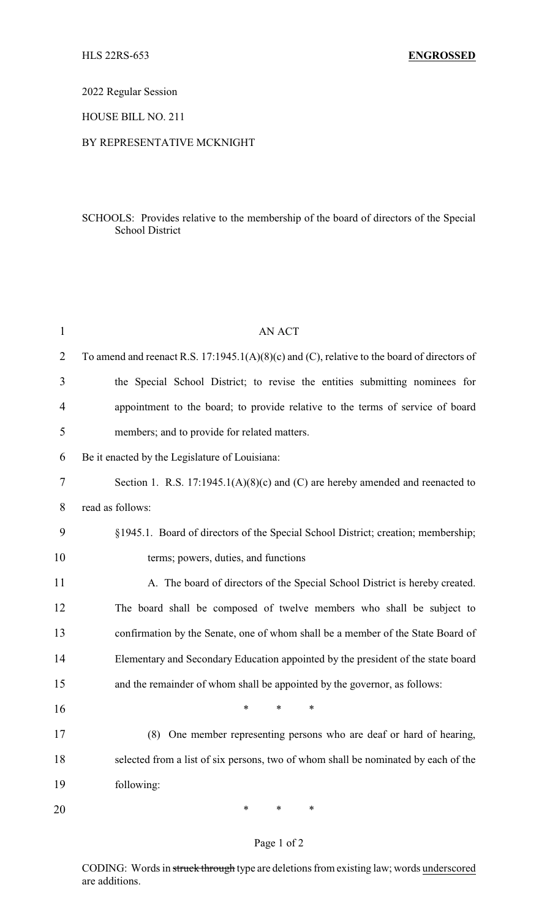HLS 22RS-653 **ENGROSSED**

2022 Regular Session

HOUSE BILL NO. 211

BY REPRESENTATIVE MCKNIGHT

SCHOOLS: Provides relative to the membership of the board of directors of the Special School District

AN ACT

To amend and reenact R.S. 17:1945.1(A)(8)(c) and (C), relative to the board of directors of the Special School District; to revise the entities submitting nominees for appointment to the board; to provide relative to the terms of service of board members; and to provide for related matters.

Be it enacted by the Legislature of Louisiana:

Section 1. R.S. 17:1945.1(A)(8)(c) and (C) are hereby amended and reenacted to read as follows:

§1945.1. Board of directors of the Special School District; creation; membership; terms; powers, duties, and functions

A. The board of directors of the Special School District is hereby created. The board shall be composed of twelve members who shall be subject to confirmation by the Senate, one of whom shall be a member of the State Board of Elementary and Secondary Education appointed by the president of the state board and the remainder of whom shall be appointed by the governor, as follows:

\* \* \*

(8) One member representing persons who are deaf or hard of hearing, selected from a list of six persons, two of whom shall be nominated by each of the following:

\* \* \*

CODING: Words in ~~struck through~~ type are deletions from existing law; words underscored are additions.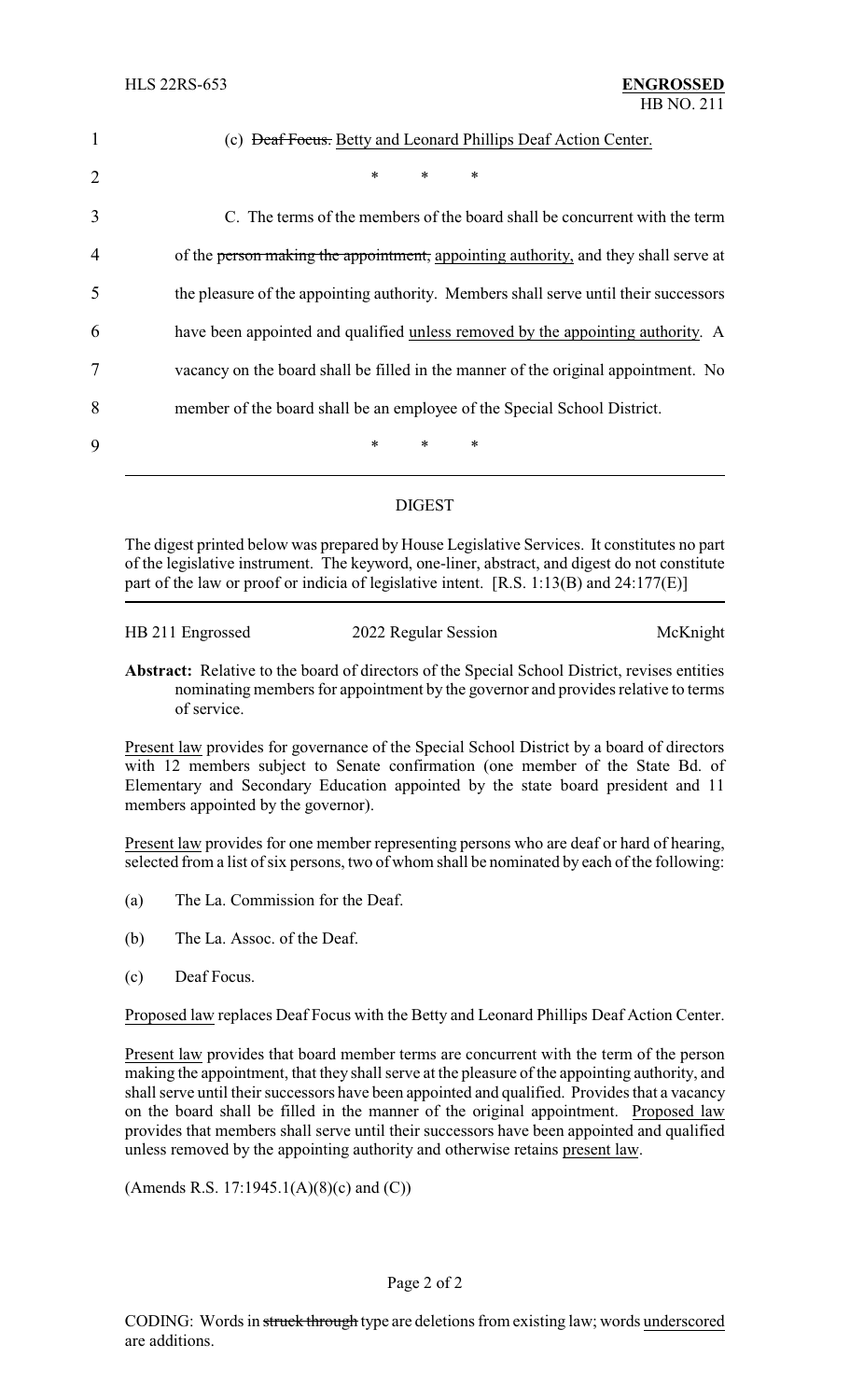(c) ~~Deaf Focus.~~ Betty and Leonard Phillips Deaf Action Center.

\* \* \*

C. The terms of the members of the board shall be concurrent with the term of the ~~person making the appointment,~~ appointing authority, and they shall serve at the pleasure of the appointing authority. Members shall serve until their successors have been appointed and qualified unless removed by the appointing authority. A vacancy on the board shall be filled in the manner of the original appointment. No member of the board shall be an employee of the Special School District.

\* \* \*

---

## DIGEST

The digest printed below was prepared by House Legislative Services. It constitutes no part of the legislative instrument. The keyword, one-liner, abstract, and digest do not constitute part of the law or proof or indicia of legislative intent. [R.S. 1:13(B) and 24:177(E)]

---

HB 211 Engrossed 2022 Regular Session McKnight

**Abstract:** Relative to the board of directors of the Special School District, revises entities nominating members for appointment by the governor and provides relative to terms of service.

Present law provides for governance of the Special School District by a board of directors with 12 members subject to Senate confirmation (one member of the State Bd. of Elementary and Secondary Education appointed by the state board president and 11 members appointed by the governor).

Present law provides for one member representing persons who are deaf or hard of hearing, selected from a list of six persons, two of whom shall be nominated by each of the following:

(a) The La. Commission for the Deaf.

(b) The La. Assoc. of the Deaf.

(c) Deaf Focus.

Proposed law replaces Deaf Focus with the Betty and Leonard Phillips Deaf Action Center.

Present law provides that board member terms are concurrent with the term of the person making the appointment, that they shall serve at the pleasure of the appointing authority, and shall serve until their successors have been appointed and qualified. Provides that a vacancy on the board shall be filled in the manner of the original appointment. Proposed law provides that members shall serve until their successors have been appointed and qualified unless removed by the appointing authority and otherwise retains present law.

(Amends R.S. 17:1945.1(A)(8)(c) and (C))

CODING: Words in ~~struck through~~ type are deletions from existing law; words underscored are additions.